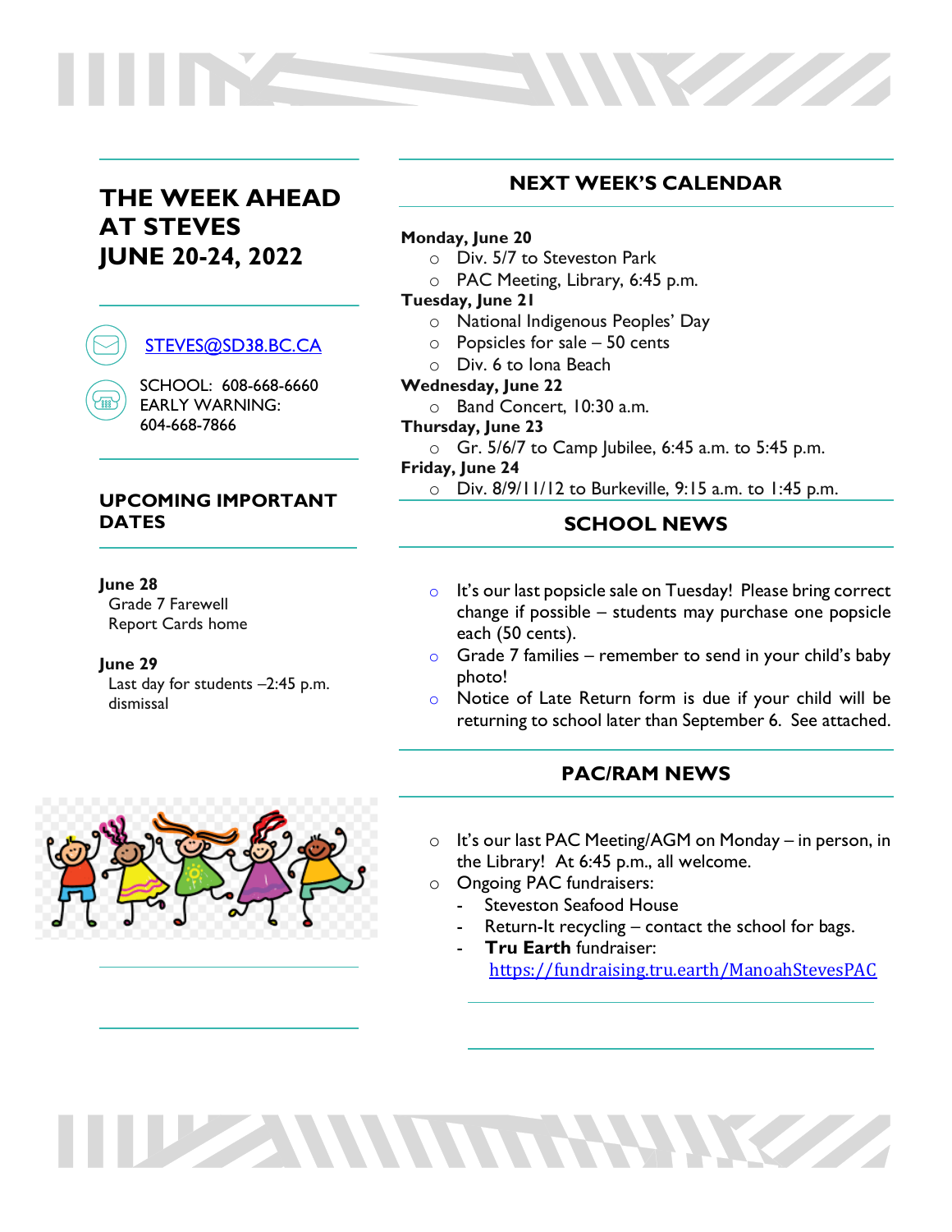# THE WEEK AHEAD AT STEVES JUNE 20-24, 2022

STEVES@SD38.BC.CA

SCHOOL: 608-668-6660
EARLY WARNING:
604-668-7866

## UPCOMING IMPORTANT DATES

**June 28**
Grade 7 Farewell
Report Cards home

**June 29**
Last day for students –2:45 p.m. dismissal

## NEXT WEEK'S CALENDAR

**Monday, June 20**
- Div. 5/7 to Steveston Park
- PAC Meeting, Library, 6:45 p.m.

**Tuesday, June 21**
- National Indigenous Peoples' Day
- Popsicles for sale – 50 cents
- Div. 6 to Iona Beach

**Wednesday, June 22**
- Band Concert, 10:30 a.m.

**Thursday, June 23**
- Gr. 5/6/7 to Camp Jubilee, 6:45 a.m. to 5:45 p.m.

**Friday, June 24**
- Div. 8/9/11/12 to Burkeville, 9:15 a.m. to 1:45 p.m.

## SCHOOL NEWS

- It's our last popsicle sale on Tuesday! Please bring correct change if possible – students may purchase one popsicle each (50 cents).
- Grade 7 families – remember to send in your child's baby photo!
- Notice of Late Return form is due if your child will be returning to school later than September 6. See attached.

## PAC/RAM NEWS

- It's our last PAC Meeting/AGM on Monday – in person, in the Library! At 6:45 p.m., all welcome.
- Ongoing PAC fundraisers:
  - Steveston Seafood House
  - Return-It recycling – contact the school for bags.
  - **Tru Earth** fundraiser: https://fundraising.tru.earth/ManoahStevesPAC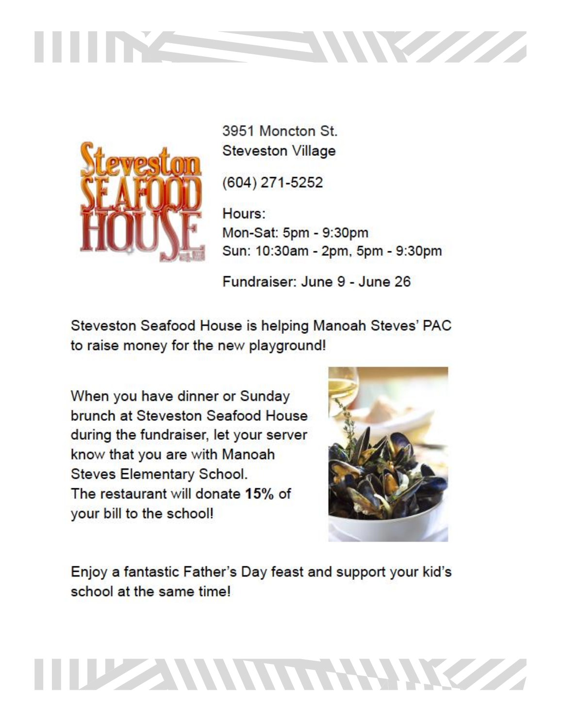Steveston Seafood House

3951 Moncton St.
Steveston Village

(604) 271-5252

Hours:
Mon-Sat: 5pm - 9:30pm
Sun: 10:30am - 2pm, 5pm - 9:30pm

Fundraiser: June 9 - June 26

Steveston Seafood House is helping Manoah Steves' PAC to raise money for the new playground!

When you have dinner or Sunday brunch at Steveston Seafood House during the fundraiser, let your server know that you are with Manoah Steves Elementary School.
The restaurant will donate **15%** of your bill to the school!

Enjoy a fantastic Father's Day feast and support your kid's school at the same time!